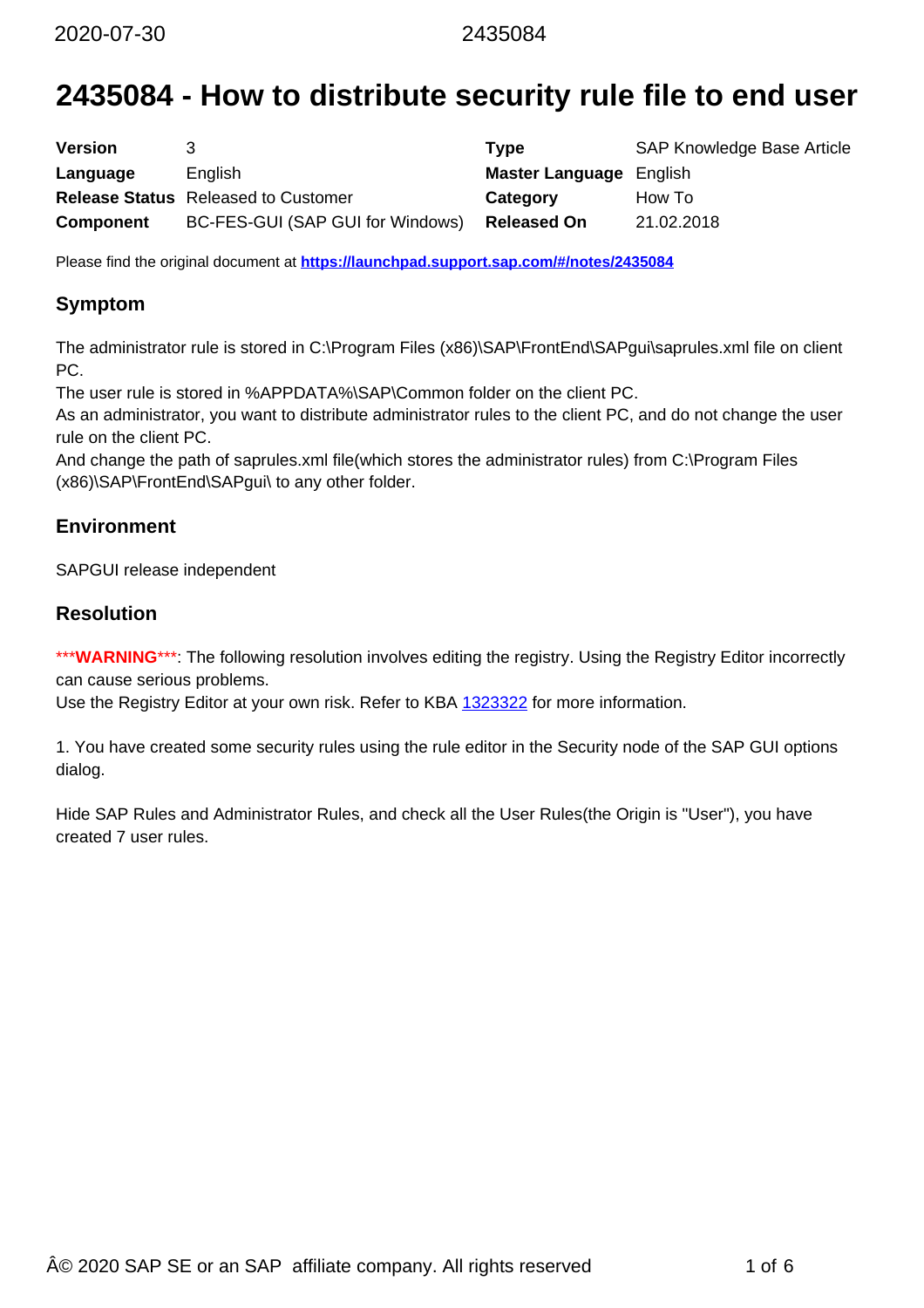# 2435084 - How to distribute security rule file to end user

| **Version** | 3 | **Type** | SAP Knowledge Base Article |
|---|---|---|---|
| **Language** | English | **Master Language** | English |
| **Release Status** | Released to Customer | **Category** | How To |
| **Component** | BC-FES-GUI (SAP GUI for Windows) | **Released On** | 21.02.2018 |

Please find the original document at **https://launchpad.support.sap.com/#/notes/2435084**

## Symptom

The administrator rule is stored in C:\Program Files (x86)\SAP\FrontEnd\SAPgui\saprules.xml file on client PC.
The user rule is stored in %APPDATA%\SAP\Common folder on the client PC.
As an administrator, you want to distribute administrator rules to the client PC, and do not change the user rule on the client PC.
And change the path of saprules.xml file(which stores the administrator rules) from C:\Program Files (x86)\SAP\FrontEnd\SAPgui\ to any other folder.

## Environment

SAPGUI release independent

## Resolution

***WARNING***: The following resolution involves editing the registry. Using the Registry Editor incorrectly can cause serious problems.
Use the Registry Editor at your own risk. Refer to KBA 1323322 for more information.

1. You have created some security rules using the rule editor in the Security node of the SAP GUI options dialog.

Hide SAP Rules and Administrator Rules, and check all the User Rules(the Origin is "User"), you have created 7 user rules.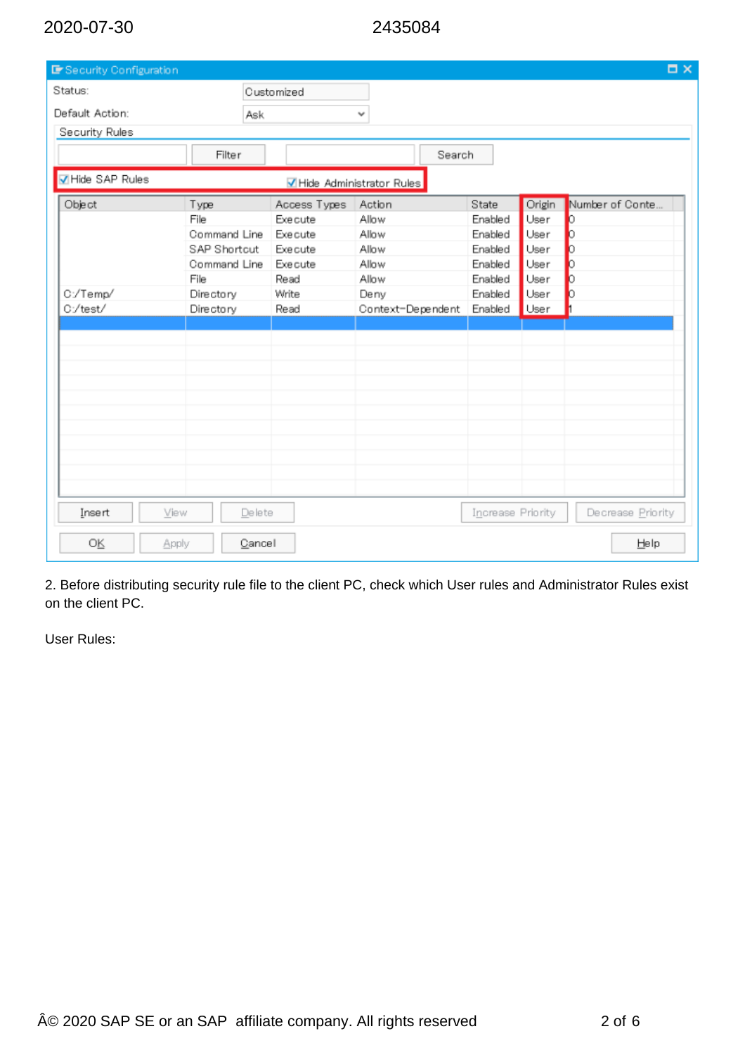| Object | Type | Access Types | Action | State | Origin | Number of Conte... |
|---|---|---|---|---|---|---|
| | File | Execute | Allow | Enabled | User | 0 |
| | Command Line | Execute | Allow | Enabled | User | 0 |
| | SAP Shortcut | Execute | Allow | Enabled | User | 0 |
| | Command Line | Execute | Allow | Enabled | User | 0 |
| | File | Read | Allow | Enabled | User | 0 |
| C:/Temp/ | Directory | Write | Deny | Enabled | User | 0 |
| C:/test/ | Directory | Read | Context-Dependent | Enabled | User | 1 |

2. Before distributing security rule file to the client PC, check which User rules and Administrator Rules exist on the client PC.

User Rules: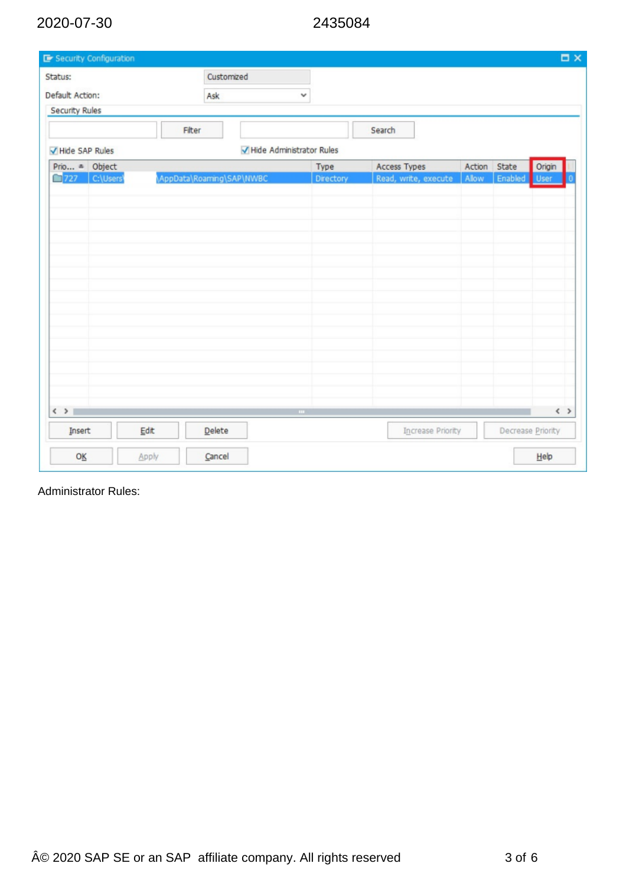Status: Customized

Default Action: Ask

Security Rules

Filter | Search

☑ Hide SAP Rules ☑ Hide Administrator Rules

| Prio... | Object | Type | Access Types | Action | State | Origin |
|---|---|---|---|---|---|---|
| 727 | C:\Users\ \AppData\Roaming\SAP\NWBC | Directory | Read, write, execute | Allow | Enabled | User |

Insert | Edit | Delete | Increase Priority | Decrease Priority

OK | Apply | Cancel | Help

Administrator Rules: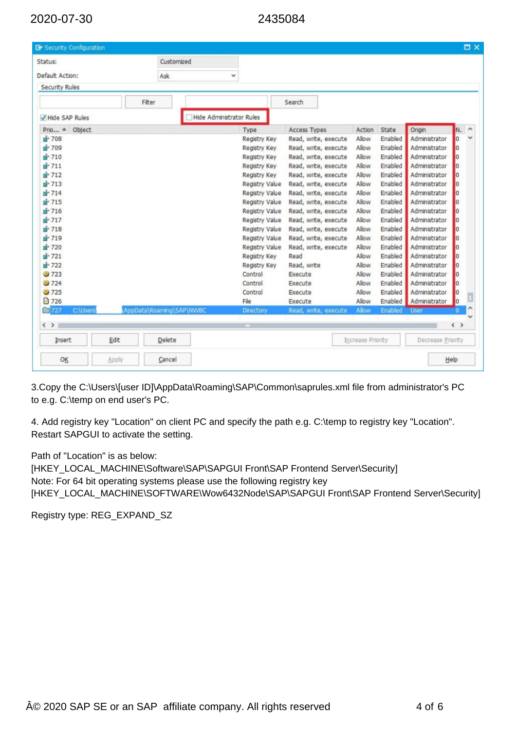**Security Configuration**

Status: Customized

Default Action: Ask

Security Rules

Filter | Search

☑ Hide SAP Rules ☐ Hide Administrator Rules

| Prio... | Object | Type | Access Types | Action | State | Origin | N. |
|---|---|---|---|---|---|---|---|
| 708 | | Registry Key | Read, write, execute | Allow | Enabled | Administrator | 0 |
| 709 | | Registry Key | Read, write, execute | Allow | Enabled | Administrator | 0 |
| 710 | | Registry Key | Read, write, execute | Allow | Enabled | Administrator | 0 |
| 711 | | Registry Key | Read, write, execute | Allow | Enabled | Administrator | 0 |
| 712 | | Registry Key | Read, write, execute | Allow | Enabled | Administrator | 0 |
| 713 | | Registry Value | Read, write, execute | Allow | Enabled | Administrator | 0 |
| 714 | | Registry Value | Read, write, execute | Allow | Enabled | Administrator | 0 |
| 715 | | Registry Value | Read, write, execute | Allow | Enabled | Administrator | 0 |
| 716 | | Registry Value | Read, write, execute | Allow | Enabled | Administrator | 0 |
| 717 | | Registry Value | Read, write, execute | Allow | Enabled | Administrator | 0 |
| 718 | | Registry Value | Read, write, execute | Allow | Enabled | Administrator | 0 |
| 719 | | Registry Value | Read, write, execute | Allow | Enabled | Administrator | 0 |
| 720 | | Registry Value | Read, write, execute | Allow | Enabled | Administrator | 0 |
| 721 | | Registry Key | Read | Allow | Enabled | Administrator | 0 |
| 722 | | Registry Key | Read, write | Allow | Enabled | Administrator | 0 |
| 723 | | Control | Execute | Allow | Enabled | Administrator | 0 |
| 724 | | Control | Execute | Allow | Enabled | Administrator | 0 |
| 725 | | Control | Execute | Allow | Enabled | Administrator | 0 |
| 726 | | File | Execute | Allow | Enabled | Administrator | 0 |
| 727 | C:\Users\ \AppData\Roaming\SAP\NWBC | Directory | Read, write, execute | Allow | Enabled | User | 0 |

Insert | Edit | Delete | Increase Priority | Decrease Priority

OK | Apply | Cancel | Help

3.Copy the C:\Users\[user ID]\AppData\Roaming\SAP\Common\saprules.xml file from administrator's PC to e.g. C:\temp on end user's PC.

4. Add registry key "Location" on client PC and specify the path e.g. C:\temp to registry key "Location". Restart SAPGUI to activate the setting.

Path of "Location" is as below:
[HKEY_LOCAL_MACHINE\Software\SAP\SAPGUI Front\SAP Frontend Server\Security]
Note: For 64 bit operating systems please use the following registry key
[HKEY_LOCAL_MACHINE\SOFTWARE\Wow6432Node\SAP\SAPGUI Front\SAP Frontend Server\Security]

Registry type: REG_EXPAND_SZ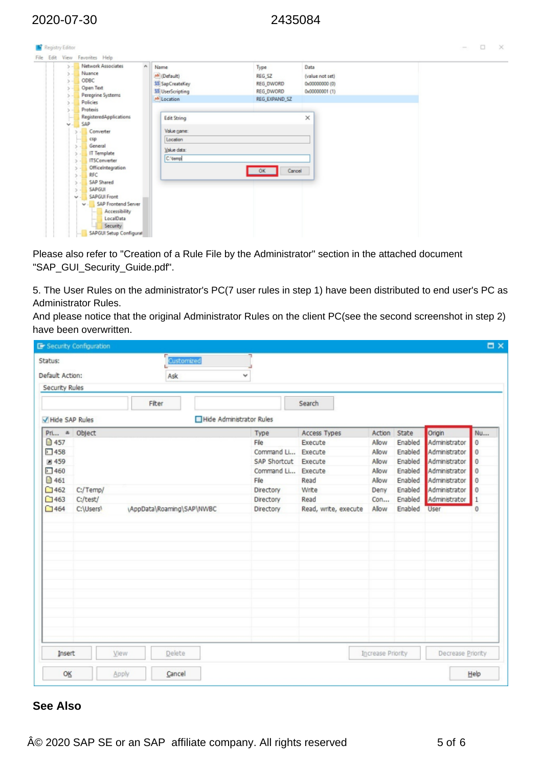Please also refer to "Creation of a Rule File by the Administrator" section in the attached document "SAP_GUI_Security_Guide.pdf".

5. The User Rules on the administrator's PC(7 user rules in step 1) have been distributed to end user's PC as Administrator Rules.
And please notice that the original Administrator Rules on the client PC(see the second screenshot in step 2) have been overwritten.

## See Also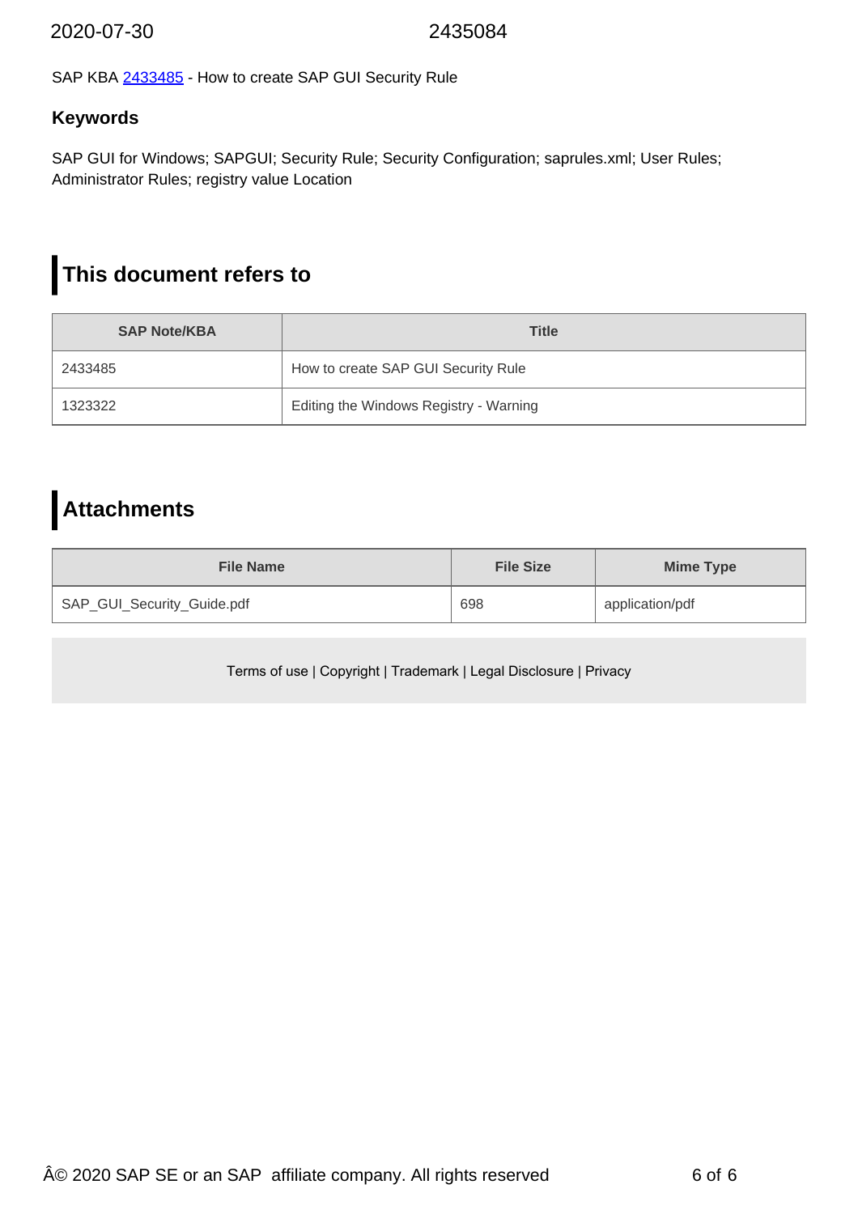SAP KBA [2433485](2433485) - How to create SAP GUI Security Rule

### Keywords

SAP GUI for Windows; SAPGUI; Security Rule; Security Configuration; saprules.xml; User Rules; Administrator Rules; registry value Location

## This document refers to

| SAP Note/KBA | Title |
|---|---|
| 2433485 | How to create SAP GUI Security Rule |
| 1323322 | Editing the Windows Registry - Warning |

## Attachments

| File Name | File Size | Mime Type |
|---|---|---|
| SAP_GUI_Security_Guide.pdf | 698 | application/pdf |

Terms of use | Copyright | Trademark | Legal Disclosure | Privacy